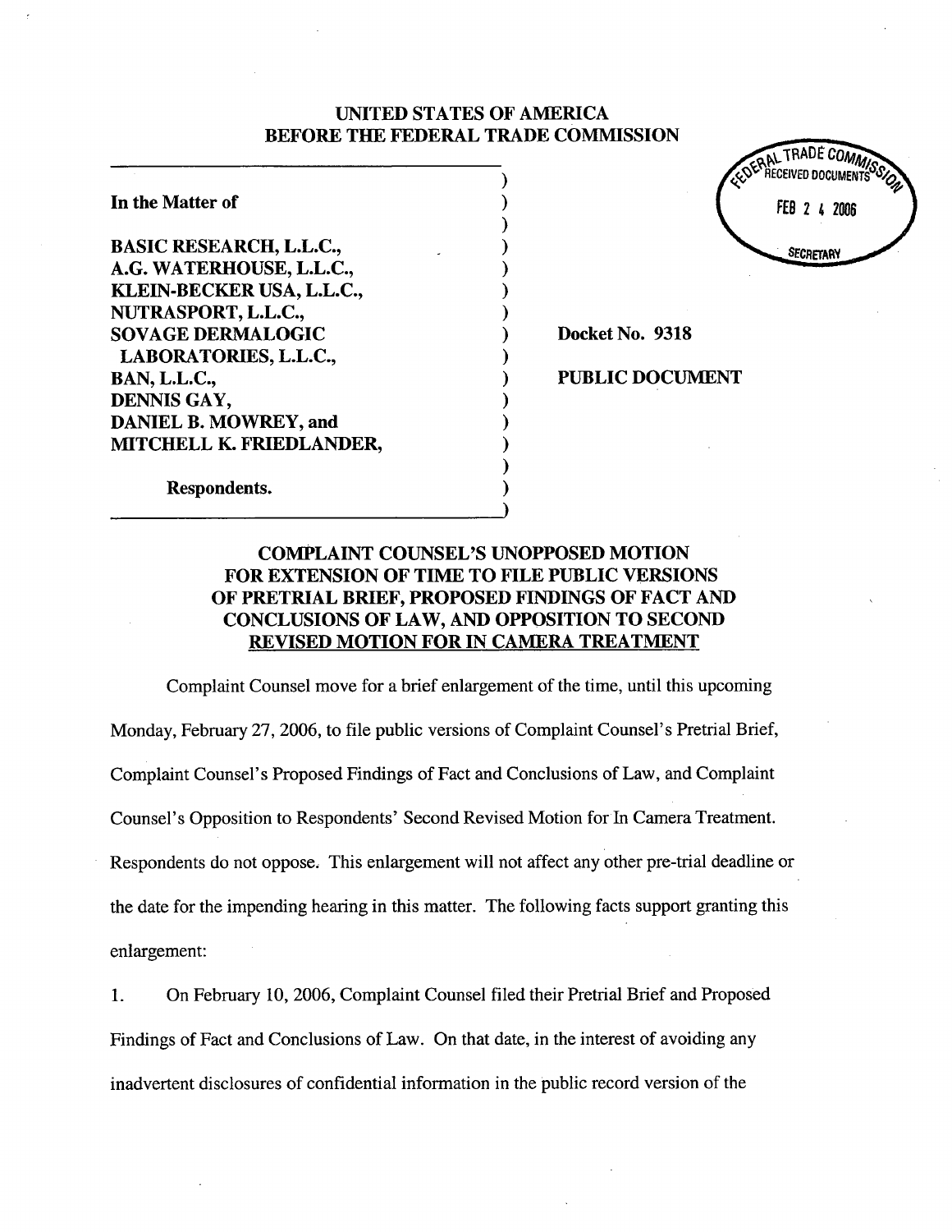**UNITED STATES OF AMERICA**
**BEFORE THE FEDERAL TRADE COMMISSION**

FEDERAL TRADE COMMISSION RECEIVED DOCUMENTS FEB 24 2006 SECRETARY

| | |
|---|---|
| **In the Matter of**<br><br>**BASIC RESEARCH, L.L.C.,**<br>**A.G. WATERHOUSE, L.L.C.,**<br>**KLEIN-BECKER USA, L.L.C.,**<br>**NUTRASPORT, L.L.C.,**<br>**SOVAGE DERMALOGIC LABORATORIES, L.L.C.,**<br>**BAN, L.L.C.,**<br>**DENNIS GAY,**<br>**DANIEL B. MOWREY, and**<br>**MITCHELL K. FRIEDLANDER,**<br><br>**Respondents.** | **Docket No. 9318**<br><br>**PUBLIC DOCUMENT** |

## COMPLAINT COUNSEL'S UNOPPOSED MOTION FOR EXTENSION OF TIME TO FILE PUBLIC VERSIONS OF PRETRIAL BRIEF, PROPOSED FINDINGS OF FACT AND CONCLUSIONS OF LAW, AND OPPOSITION TO SECOND REVISED MOTION FOR IN CAMERA TREATMENT

Complaint Counsel move for a brief enlargement of the time, until this upcoming Monday, February 27, 2006, to file public versions of Complaint Counsel's Pretrial Brief, Complaint Counsel's Proposed Findings of Fact and Conclusions of Law, and Complaint Counsel's Opposition to Respondents' Second Revised Motion for In Camera Treatment. Respondents do not oppose. This enlargement will not affect any other pre-trial deadline or the date for the impending hearing in this matter. The following facts support granting this enlargement:

1. On February 10, 2006, Complaint Counsel filed their Pretrial Brief and Proposed Findings of Fact and Conclusions of Law. On that date, in the interest of avoiding any inadvertent disclosures of confidential information in the public record version of the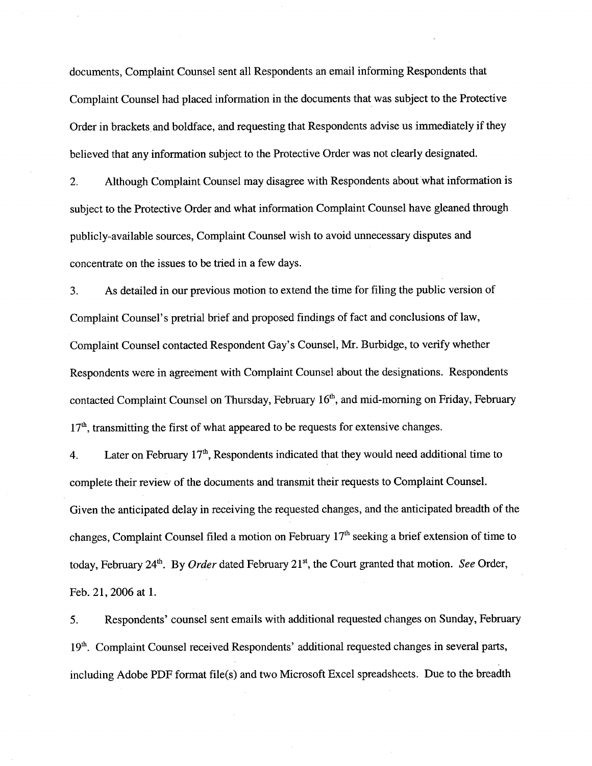documents, Complaint Counsel sent all Respondents an email informing Respondents that Complaint Counsel had placed information in the documents that was subject to the Protective Order in brackets and boldface, and requesting that Respondents advise us immediately if they believed that any information subject to the Protective Order was not clearly designated.

2. Although Complaint Counsel may disagree with Respondents about what information is subject to the Protective Order and what information Complaint Counsel have gleaned through publicly-available sources, Complaint Counsel wish to avoid unnecessary disputes and concentrate on the issues to be tried in a few days.

3. As detailed in our previous motion to extend the time for filing the public version of Complaint Counsel's pretrial brief and proposed findings of fact and conclusions of law, Complaint Counsel contacted Respondent Gay's Counsel, Mr. Burbidge, to verify whether Respondents were in agreement with Complaint Counsel about the designations. Respondents contacted Complaint Counsel on Thursday, February 16th, and mid-morning on Friday, February 17th, transmitting the first of what appeared to be requests for extensive changes.

4. Later on February 17th, Respondents indicated that they would need additional time to complete their review of the documents and transmit their requests to Complaint Counsel. Given the anticipated delay in receiving the requested changes, and the anticipated breadth of the changes, Complaint Counsel filed a motion on February 17th seeking a brief extension of time to today, February 24th. By *Order* dated February 21st, the Court granted that motion. *See* Order, Feb. 21, 2006 at 1.

5. Respondents' counsel sent emails with additional requested changes on Sunday, February 19th. Complaint Counsel received Respondents' additional requested changes in several parts, including Adobe PDF format file(s) and two Microsoft Excel spreadsheets. Due to the breadth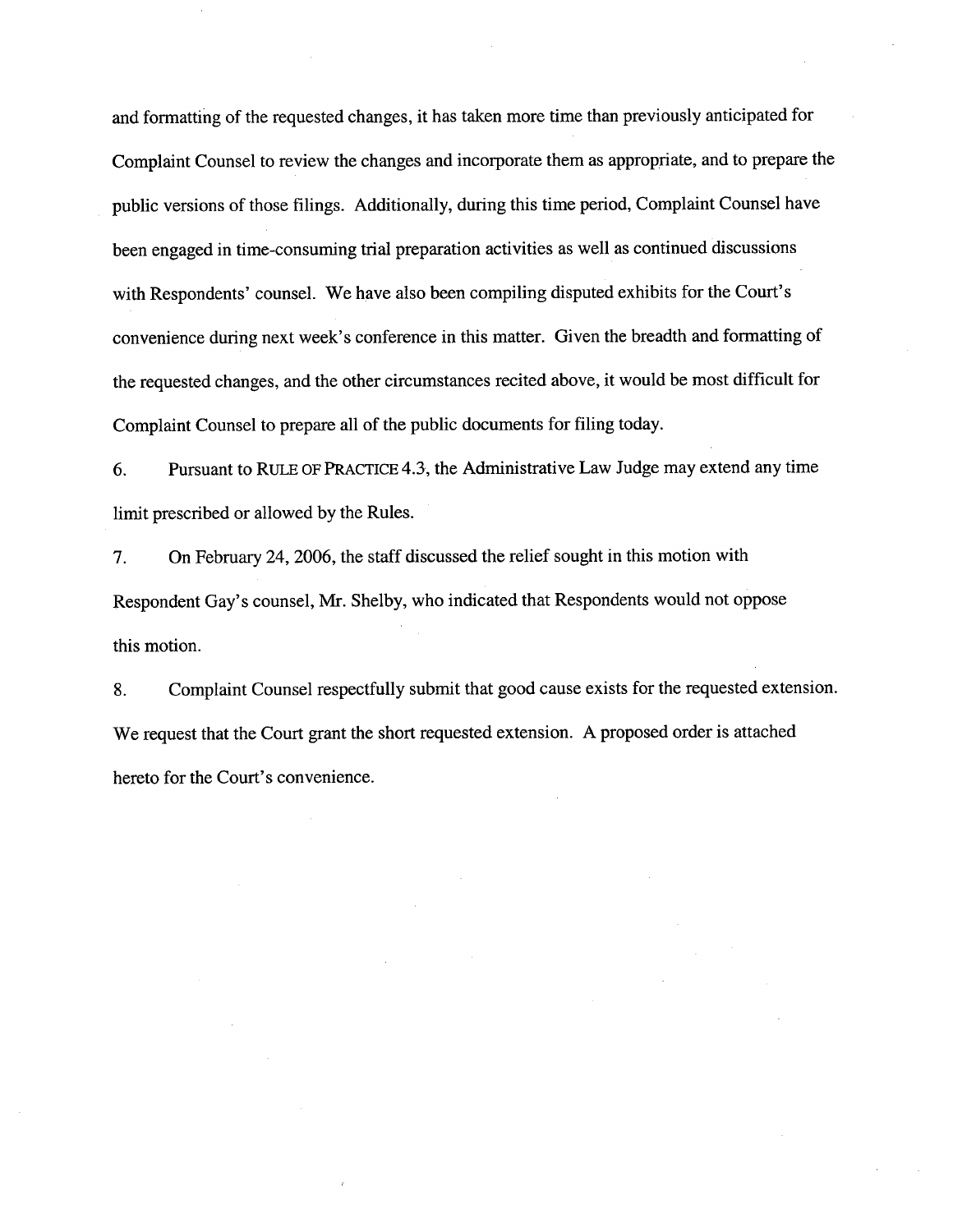and formatting of the requested changes, it has taken more time than previously anticipated for Complaint Counsel to review the changes and incorporate them as appropriate, and to prepare the public versions of those filings. Additionally, during this time period, Complaint Counsel have been engaged in time-consuming trial preparation activities as well as continued discussions with Respondents' counsel. We have also been compiling disputed exhibits for the Court's convenience during next week's conference in this matter. Given the breadth and formatting of the requested changes, and the other circumstances recited above, it would be most difficult for Complaint Counsel to prepare all of the public documents for filing today.

6. Pursuant to RULE OF PRACTICE 4.3, the Administrative Law Judge may extend any time limit prescribed or allowed by the Rules.

7. On February 24, 2006, the staff discussed the relief sought in this motion with Respondent Gay's counsel, Mr. Shelby, who indicated that Respondents would not oppose this motion.

8. Complaint Counsel respectfully submit that good cause exists for the requested extension. We request that the Court grant the short requested extension. A proposed order is attached hereto for the Court's convenience.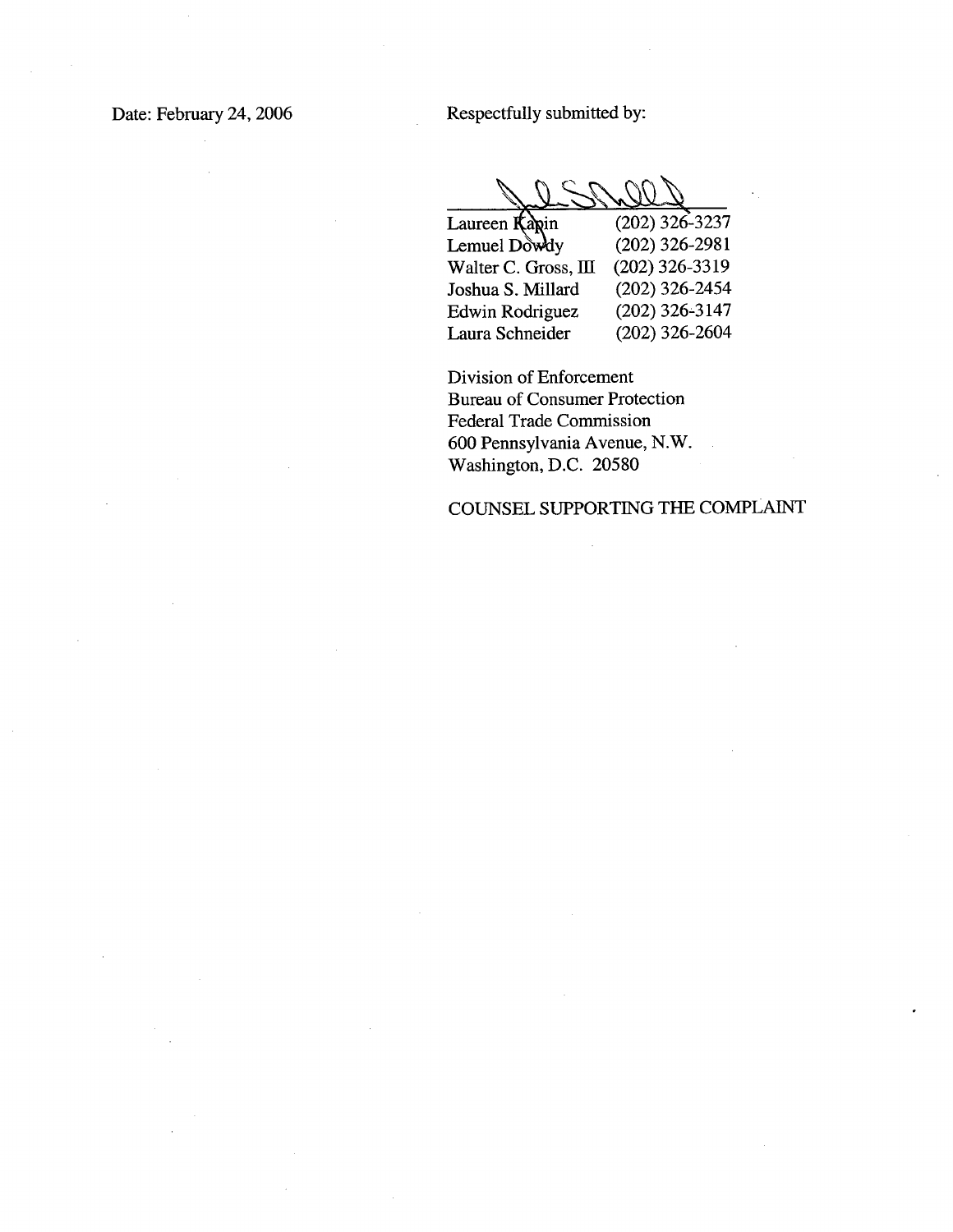Date: February 24, 2006

Respectfully submitted by:

| | |
|---|---|
| Laureen Kapin | (202) 326-3237 |
| Lemuel Dowdy | (202) 326-2981 |
| Walter C. Gross, III | (202) 326-3319 |
| Joshua S. Millard | (202) 326-2454 |
| Edwin Rodriguez | (202) 326-3147 |
| Laura Schneider | (202) 326-2604 |

Division of Enforcement
Bureau of Consumer Protection
Federal Trade Commission
600 Pennsylvania Avenue, N.W.
Washington, D.C. 20580

COUNSEL SUPPORTING THE COMPLAINT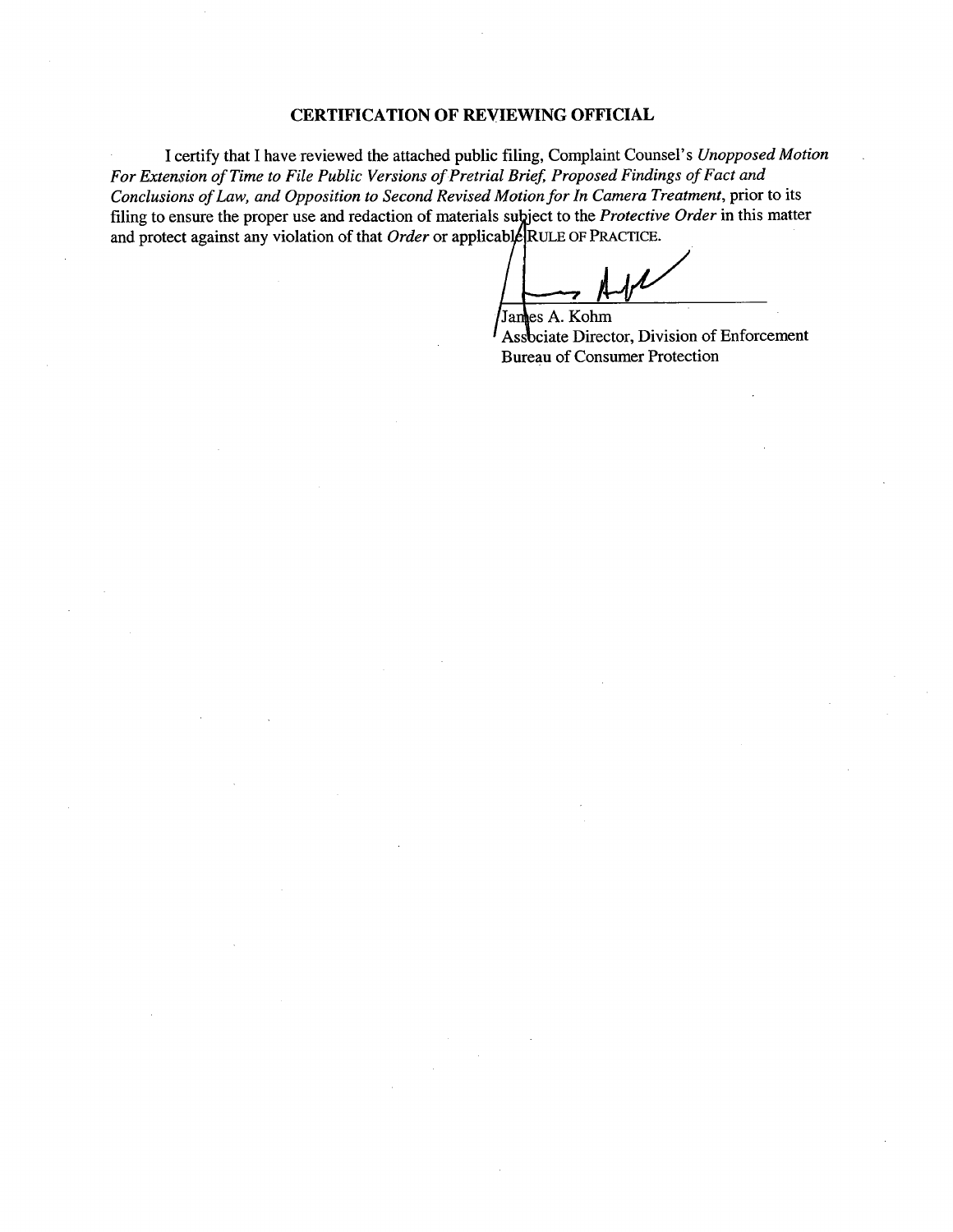## CERTIFICATION OF REVIEWING OFFICIAL

I certify that I have reviewed the attached public filing, Complaint Counsel's *Unopposed Motion For Extension of Time to File Public Versions of Pretrial Brief, Proposed Findings of Fact and Conclusions of Law, and Opposition to Second Revised Motion for In Camera Treatment*, prior to its filing to ensure the proper use and redaction of materials subject to the *Protective Order* in this matter and protect against any violation of that *Order* or applicable RULE OF PRACTICE.

James A. Kohm
Associate Director, Division of Enforcement
Bureau of Consumer Protection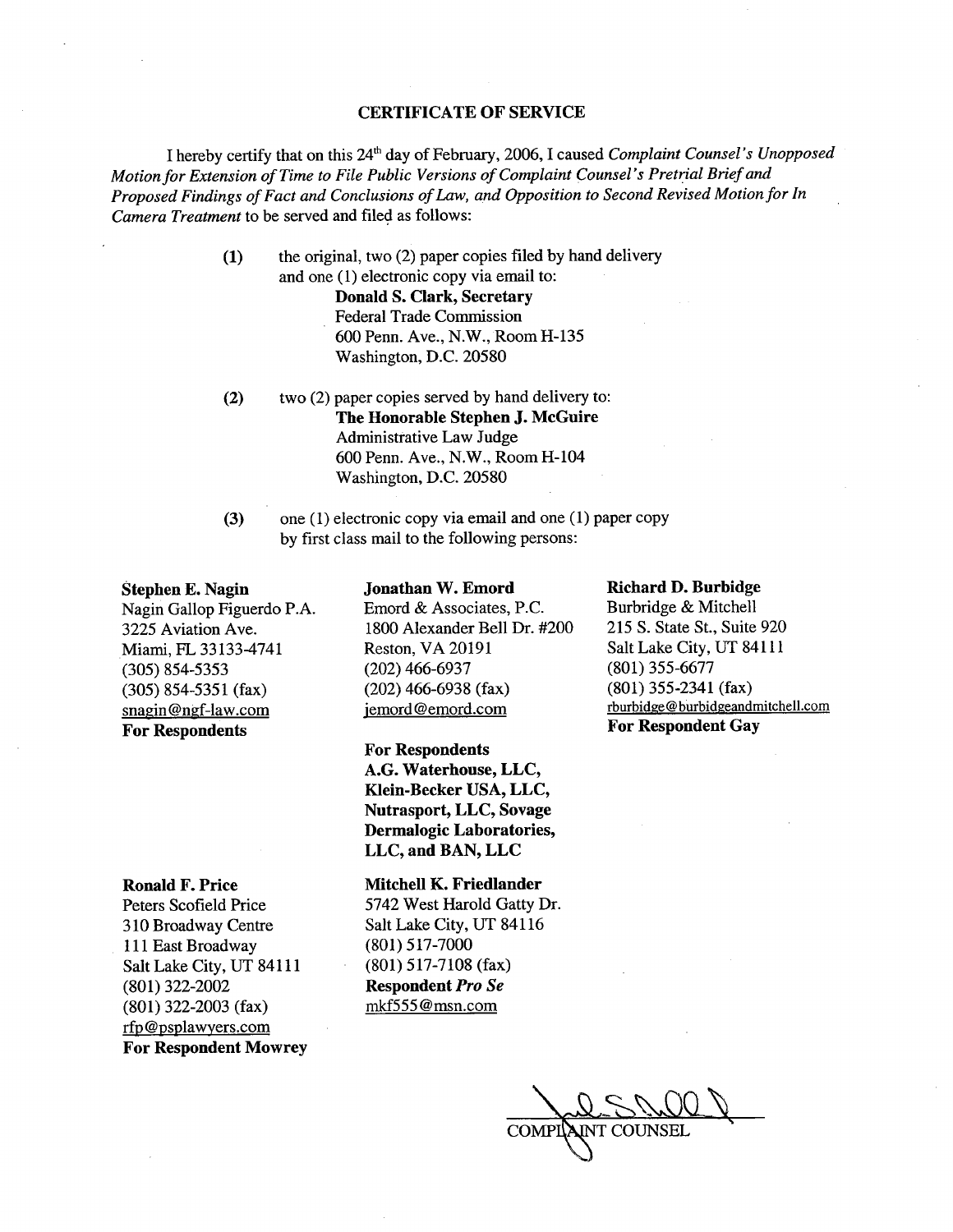**CERTIFICATE OF SERVICE**

I hereby certify that on this 24th day of February, 2006, I caused *Complaint Counsel's Unopposed Motion for Extension of Time to File Public Versions of Complaint Counsel's Pretrial Brief and Proposed Findings of Fact and Conclusions of Law, and Opposition to Second Revised Motion for In Camera Treatment* to be served and filed as follows:

(1) the original, two (2) paper copies filed by hand delivery and one (1) electronic copy via email to:
**Donald S. Clark, Secretary**
Federal Trade Commission
600 Penn. Ave., N.W., Room H-135
Washington, D.C. 20580

(2) two (2) paper copies served by hand delivery to:
**The Honorable Stephen J. McGuire**
Administrative Law Judge
600 Penn. Ave., N.W., Room H-104
Washington, D.C. 20580

(3) one (1) electronic copy via email and one (1) paper copy by first class mail to the following persons:

**Stephen E. Nagin**
Nagin Gallop Figuerdo P.A.
3225 Aviation Ave.
Miami, FL 33133-4741
(305) 854-5353
(305) 854-5351 (fax)
snagin@ngf-law.com
**For Respondents**

**Jonathan W. Emord**
Emord & Associates, P.C.
1800 Alexander Bell Dr. #200
Reston, VA 20191
(202) 466-6937
(202) 466-6938 (fax)
jemord@emord.com

**For Respondents A.G. Waterhouse, LLC, Klein-Becker USA, LLC, Nutrasport, LLC, Sovage Dermalogic Laboratories, LLC, and BAN, LLC**

**Richard D. Burbidge**
Burbridge & Mitchell
215 S. State St., Suite 920
Salt Lake City, UT 84111
(801) 355-6677
(801) 355-2341 (fax)
rburbidge@burbidgeandmitchell.com
**For Respondent Gay**

**Ronald F. Price**
Peters Scofield Price
310 Broadway Centre
111 East Broadway
Salt Lake City, UT 84111
(801) 322-2002
(801) 322-2003 (fax)
rfp@psplawyers.com
**For Respondent Mowrey**

**Mitchell K. Friedlander**
5742 West Harold Gatty Dr.
Salt Lake City, UT 84116
(801) 517-7000
(801) 517-7108 (fax)
**Respondent *Pro Se***
mkf555@msn.com

COMPLAINT COUNSEL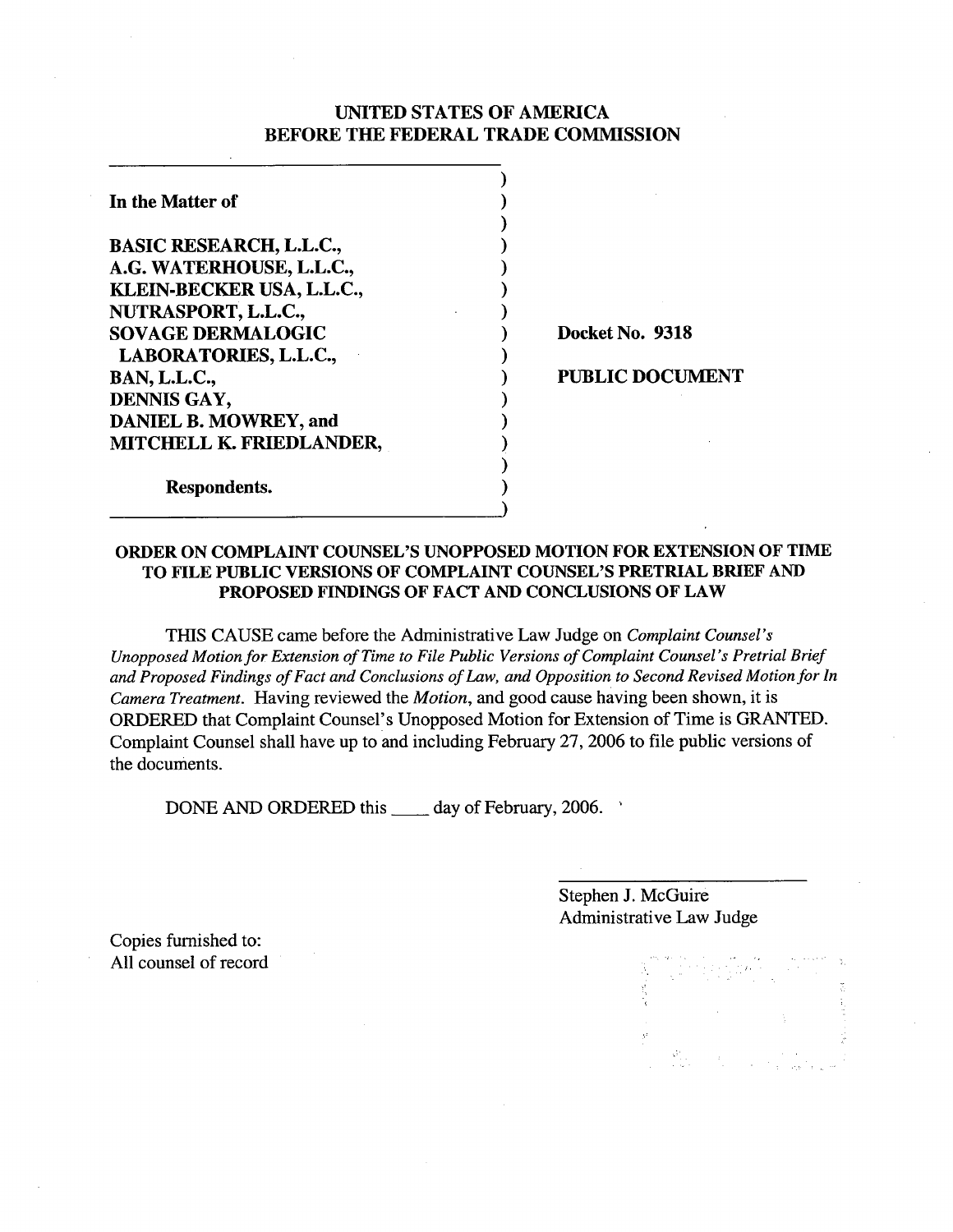# UNITED STATES OF AMERICA
# BEFORE THE FEDERAL TRADE COMMISSION

| | |
|---|---|
| **In the Matter of** | |
| **BASIC RESEARCH, L.L.C.,** | |
| **A.G. WATERHOUSE, L.L.C.,** | |
| **KLEIN-BECKER USA, L.L.C.,** | |
| **NUTRASPORT, L.L.C.,** | |
| **SOVAGE DERMALOGIC LABORATORIES, L.L.C.,** | **Docket No. 9318** |
| **BAN, L.L.C.,** | **PUBLIC DOCUMENT** |
| **DENNIS GAY,** | |
| **DANIEL B. MOWREY, and** | |
| **MITCHELL K. FRIEDLANDER,** | |
| **Respondents.** | |

## ORDER ON COMPLAINT COUNSEL'S UNOPPOSED MOTION FOR EXTENSION OF TIME TO FILE PUBLIC VERSIONS OF COMPLAINT COUNSEL'S PRETRIAL BRIEF AND PROPOSED FINDINGS OF FACT AND CONCLUSIONS OF LAW

THIS CAUSE came before the Administrative Law Judge on *Complaint Counsel's Unopposed Motion for Extension of Time to File Public Versions of Complaint Counsel's Pretrial Brief and Proposed Findings of Fact and Conclusions of Law, and Opposition to Second Revised Motion for In Camera Treatment.* Having reviewed the *Motion*, and good cause having been shown, it is ORDERED that Complaint Counsel's Unopposed Motion for Extension of Time is GRANTED. Complaint Counsel shall have up to and including February 27, 2006 to file public versions of the documents.

DONE AND ORDERED this ____ day of February, 2006.

Stephen J. McGuire
Administrative Law Judge

Copies furnished to:
All counsel of record